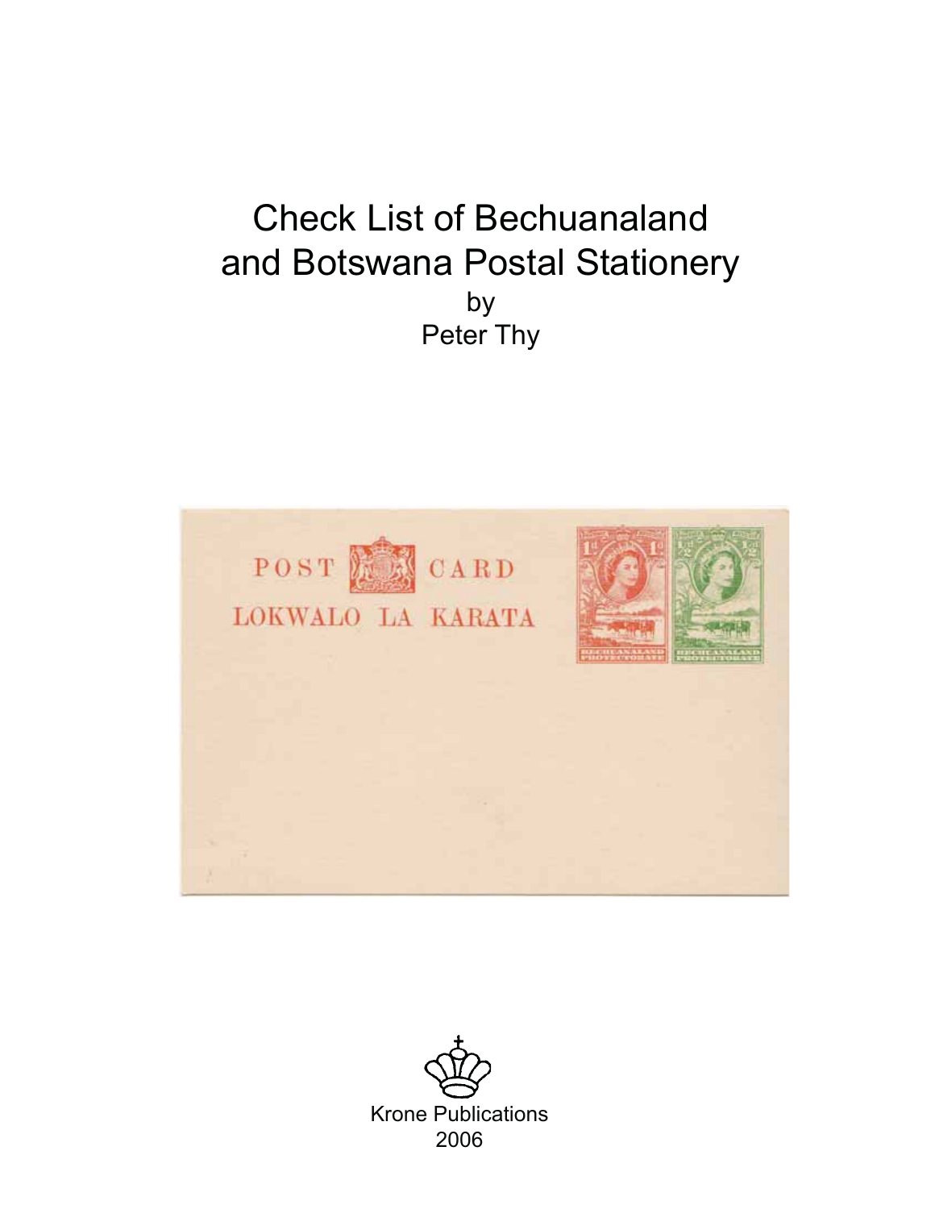# Check List of Bechuanaland and Botswana Postal Stationery

by

Peter Thy

Krone Publications

2006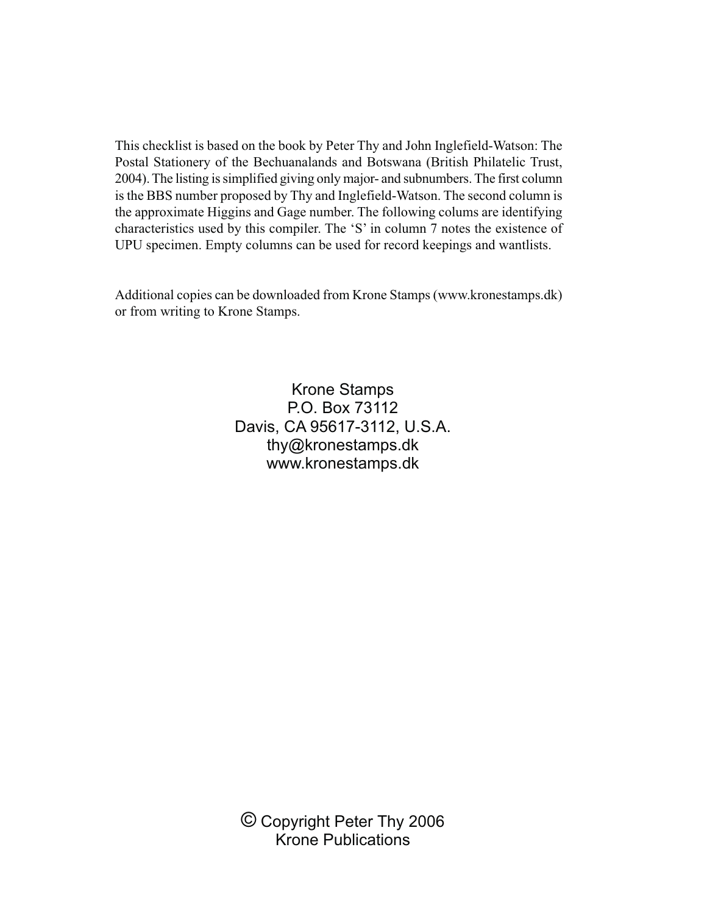This checklist is based on the book by Peter Thy and John Inglefield-Watson: The Postal Stationery of the Bechuanalands and Botswana (British Philatelic Trust, 2004). The listing is simplified giving only major- and subnumbers. The first column is the BBS number proposed by Thy and Inglefield-Watson. The second column is the approximate Higgins and Gage number. The following colums are identifying characteristics used by this compiler. The 'S' in column 7 notes the existence of UPU specimen. Empty columns can be used for record keepings and wantlists.

Additional copies can be downloaded from Krone Stamps (www.kronestamps.dk) or from writing to Krone Stamps.

Krone Stamps
P.O. Box 73112
Davis, CA 95617-3112, U.S.A.
thy@kronestamps.dk
www.kronestamps.dk

© Copyright Peter Thy 2006
Krone Publications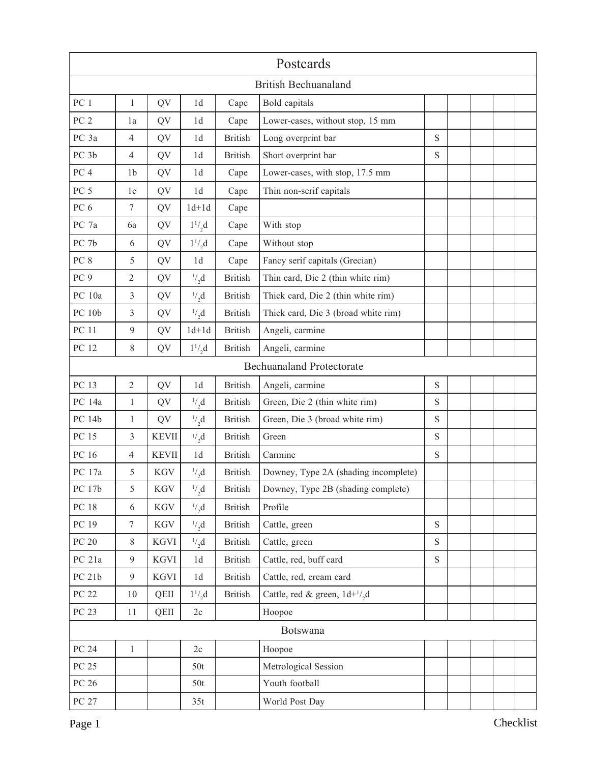# Postcards

## British Bechuanaland

| | | | | | | | | | | |
|---|---|---|---|---|---|---|---|---|---|---|
| PC 1 | 1 | QV | 1d | Cape | Bold capitals | | | | | |
| PC 2 | 1a | QV | 1d | Cape | Lower-cases, without stop, 15 mm | | | | | |
| PC 3a | 4 | QV | 1d | British | Long overprint bar | S | | | | |
| PC 3b | 4 | QV | 1d | British | Short overprint bar | S | | | | |
| PC 4 | 1b | QV | 1d | Cape | Lower-cases, with stop, 17.5 mm | | | | | |
| PC 5 | 1c | QV | 1d | Cape | Thin non-serif capitals | | | | | |
| PC 6 | 7 | QV | 1d+1d | Cape | | | | | | |
| PC 7a | 6a | QV | $1^1/_2$d | Cape | With stop | | | | | |
| PC 7b | 6 | QV | $1^1/_2$d | Cape | Without stop | | | | | |
| PC 8 | 5 | QV | 1d | Cape | Fancy serif capitals (Grecian) | | | | | |
| PC 9 | 2 | QV | $^1/_2$d | British | Thin card, Die 2 (thin white rim) | | | | | |
| PC 10a | 3 | QV | $^1/_2$d | British | Thick card, Die 2 (thin white rim) | | | | | |
| PC 10b | 3 | QV | $^1/_2$d | British | Thick card, Die 3 (broad white rim) | | | | | |
| PC 11 | 9 | QV | 1d+1d | British | Angeli, carmine | | | | | |
| PC 12 | 8 | QV | $1^1/_2$d | British | Angeli, carmine | | | | | |

## Bechuanaland Protectorate

| | | | | | | | | | | |
|---|---|---|---|---|---|---|---|---|---|---|
| PC 13 | 2 | QV | 1d | British | Angeli, carmine | S | | | | |
| PC 14a | 1 | QV | $^1/_2$d | British | Green, Die 2 (thin white rim) | S | | | | |
| PC 14b | 1 | QV | $^1/_2$d | British | Green, Die 3 (broad white rim) | S | | | | |
| PC 15 | 3 | KEVII | $^1/_2$d | British | Green | S | | | | |
| PC 16 | 4 | KEVII | 1d | British | Carmine | S | | | | |
| PC 17a | 5 | KGV | $^1/_2$d | British | Downey, Type 2A (shading incomplete) | | | | | |
| PC 17b | 5 | KGV | $^1/_2$d | British | Downey, Type 2B (shading complete) | | | | | |
| PC 18 | 6 | KGV | $^1/_2$d | British | Profile | | | | | |
| PC 19 | 7 | KGV | $^1/_2$d | British | Cattle, green | S | | | | |
| PC 20 | 8 | KGVI | $^1/_2$d | British | Cattle, green | S | | | | |
| PC 21a | 9 | KGVI | 1d | British | Cattle, red, buff card | S | | | | |
| PC 21b | 9 | KGVI | 1d | British | Cattle, red, cream card | | | | | |
| PC 22 | 10 | QEII | $1^1/_2$d | British | Cattle, red & green, 1d+$^1/_2$d | | | | | |
| PC 23 | 11 | QEII | 2c | | Hoopoe | | | | | |

## Botswana

| | | | | | | | | | | |
|---|---|---|---|---|---|---|---|---|---|---|
| PC 24 | 1 | | 2c | | Hoopoe | | | | | |
| PC 25 | | | 50t | | Metrological Session | | | | | |
| PC 26 | | | 50t | | Youth football | | | | | |
| PC 27 | | | 35t | | World Post Day | | | | | |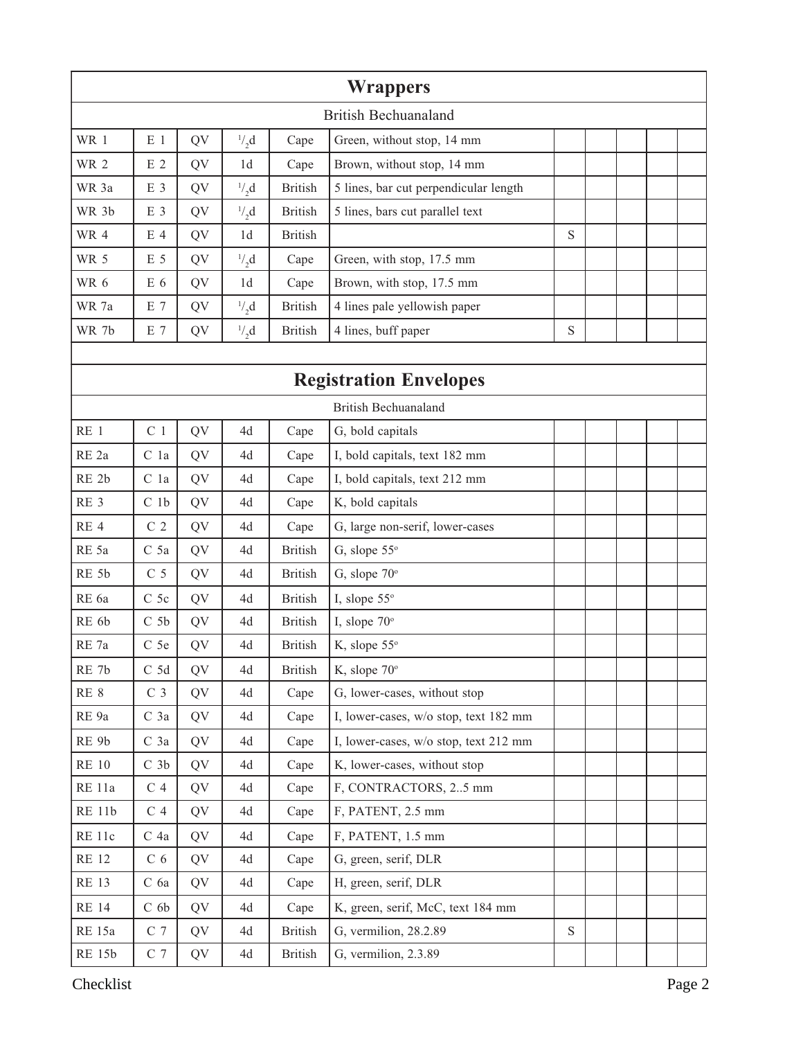## Wrappers

British Bechuanaland

| | | | | | | | | | | |
|---|---|---|---|---|---|---|---|---|---|---|
| WR 1 | E 1 | QV | $^1/_2$d | Cape | Green, without stop, 14 mm | | | | | |
| WR 2 | E 2 | QV | 1d | Cape | Brown, without stop, 14 mm | | | | | |
| WR 3a | E 3 | QV | $^1/_2$d | British | 5 lines, bar cut perpendicular length | | | | | |
| WR 3b | E 3 | QV | $^1/_2$d | British | 5 lines, bars cut parallel text | | | | | |
| WR 4 | E 4 | QV | 1d | British | | S | | | | |
| WR 5 | E 5 | QV | $^1/_2$d | Cape | Green, with stop, 17.5 mm | | | | | |
| WR 6 | E 6 | QV | 1d | Cape | Brown, with stop, 17.5 mm | | | | | |
| WR 7a | E 7 | QV | $^1/_2$d | British | 4 lines pale yellowish paper | | | | | |
| WR 7b | E 7 | QV | $^1/_2$d | British | 4 lines, buff paper | S | | | | |

## Registration Envelopes

British Bechuanaland

| | | | | | | | | | | |
|---|---|---|---|---|---|---|---|---|---|---|
| RE 1 | C 1 | QV | 4d | Cape | G, bold capitals | | | | | |
| RE 2a | C 1a | QV | 4d | Cape | I, bold capitals, text 182 mm | | | | | |
| RE 2b | C 1a | QV | 4d | Cape | I, bold capitals, text 212 mm | | | | | |
| RE 3 | C 1b | QV | 4d | Cape | K, bold capitals | | | | | |
| RE 4 | C 2 | QV | 4d | Cape | G, large non-serif, lower-cases | | | | | |
| RE 5a | C 5a | QV | 4d | British | G, slope 55º | | | | | |
| RE 5b | C 5 | QV | 4d | British | G, slope 70º | | | | | |
| RE 6a | C 5c | QV | 4d | British | I, slope 55º | | | | | |
| RE 6b | C 5b | QV | 4d | British | I, slope 70º | | | | | |
| RE 7a | C 5e | QV | 4d | British | K, slope 55º | | | | | |
| RE 7b | C 5d | QV | 4d | British | K, slope 70º | | | | | |
| RE 8 | C 3 | QV | 4d | Cape | G, lower-cases, without stop | | | | | |
| RE 9a | C 3a | QV | 4d | Cape | I, lower-cases, w/o stop, text 182 mm | | | | | |
| RE 9b | C 3a | QV | 4d | Cape | I, lower-cases, w/o stop, text 212 mm | | | | | |
| RE 10 | C 3b | QV | 4d | Cape | K, lower-cases, without stop | | | | | |
| RE 11a | C 4 | QV | 4d | Cape | F, CONTRACTORS, 2..5 mm | | | | | |
| RE 11b | C 4 | QV | 4d | Cape | F, PATENT, 2.5 mm | | | | | |
| RE 11c | C 4a | QV | 4d | Cape | F, PATENT, 1.5 mm | | | | | |
| RE 12 | C 6 | QV | 4d | Cape | G, green, serif, DLR | | | | | |
| RE 13 | C 6a | QV | 4d | Cape | H, green, serif, DLR | | | | | |
| RE 14 | C 6b | QV | 4d | Cape | K, green, serif, McC, text 184 mm | | | | | |
| RE 15a | C 7 | QV | 4d | British | G, vermilion, 28.2.89 | S | | | | |
| RE 15b | C 7 | QV | 4d | British | G, vermilion, 2.3.89 | | | | | |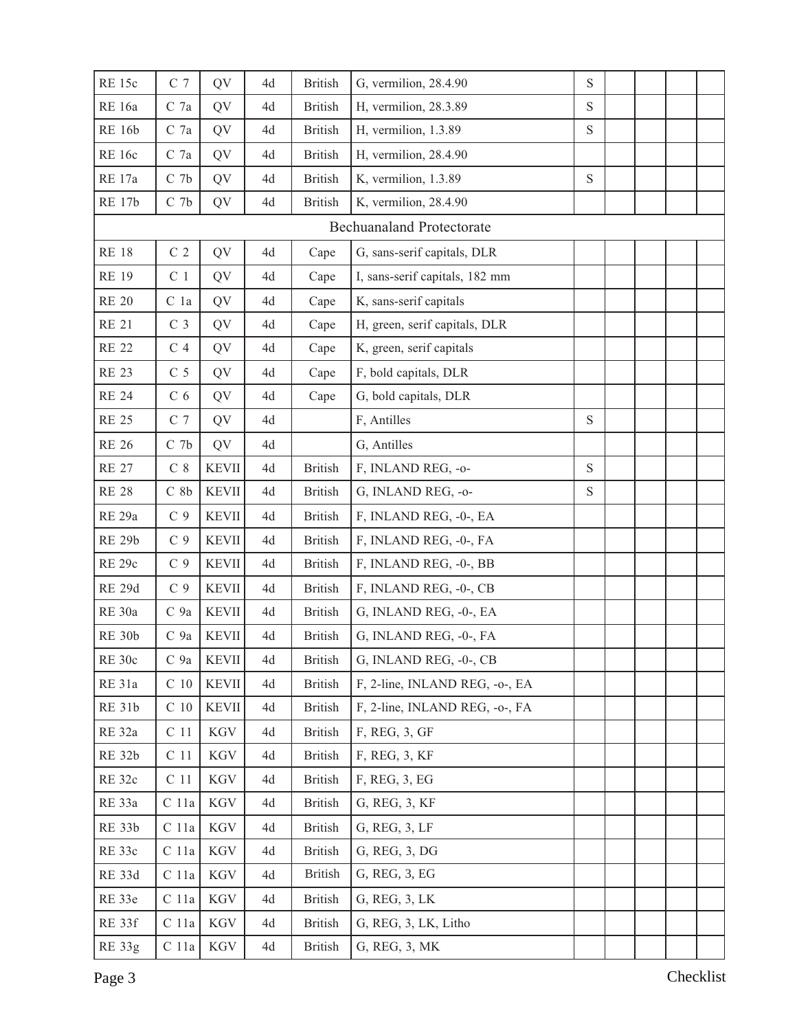| RE 15c | C 7 | QV | 4d | British | G, vermilion, 28.4.90 | S | | | | |
|---|---|---|---|---|---|---|---|---|---|---|
| RE 16a | C 7a | QV | 4d | British | H, vermilion, 28.3.89 | S | | | | |
| RE 16b | C 7a | QV | 4d | British | H, vermilion, 1.3.89 | S | | | | |
| RE 16c | C 7a | QV | 4d | British | H, vermilion, 28.4.90 | | | | | |
| RE 17a | C 7b | QV | 4d | British | K, vermilion, 1.3.89 | S | | | | |
| RE 17b | C 7b | QV | 4d | British | K, vermilion, 28.4.90 | | | | | |
| Bechuanaland Protectorate | | | | | | | | | | |
| RE 18 | C 2 | QV | 4d | Cape | G, sans-serif capitals, DLR | | | | | |
| RE 19 | C 1 | QV | 4d | Cape | I, sans-serif capitals, 182 mm | | | | | |
| RE 20 | C 1a | QV | 4d | Cape | K, sans-serif capitals | | | | | |
| RE 21 | C 3 | QV | 4d | Cape | H, green, serif capitals, DLR | | | | | |
| RE 22 | C 4 | QV | 4d | Cape | K, green, serif capitals | | | | | |
| RE 23 | C 5 | QV | 4d | Cape | F, bold capitals, DLR | | | | | |
| RE 24 | C 6 | QV | 4d | Cape | G, bold capitals, DLR | | | | | |
| RE 25 | C 7 | QV | 4d | | F, Antilles | S | | | | |
| RE 26 | C 7b | QV | 4d | | G, Antilles | | | | | |
| RE 27 | C 8 | KEVII | 4d | British | F, INLAND REG, -o- | S | | | | |
| RE 28 | C 8b | KEVII | 4d | British | G, INLAND REG, -o- | S | | | | |
| RE 29a | C 9 | KEVII | 4d | British | F, INLAND REG, -0-, EA | | | | | |
| RE 29b | C 9 | KEVII | 4d | British | F, INLAND REG, -0-, FA | | | | | |
| RE 29c | C 9 | KEVII | 4d | British | F, INLAND REG, -0-, BB | | | | | |
| RE 29d | C 9 | KEVII | 4d | British | F, INLAND REG, -0-, CB | | | | | |
| RE 30a | C 9a | KEVII | 4d | British | G, INLAND REG, -0-, EA | | | | | |
| RE 30b | C 9a | KEVII | 4d | British | G, INLAND REG, -0-, FA | | | | | |
| RE 30c | C 9a | KEVII | 4d | British | G, INLAND REG, -0-, CB | | | | | |
| RE 31a | C 10 | KEVII | 4d | British | F, 2-line, INLAND REG, -o-, EA | | | | | |
| RE 31b | C 10 | KEVII | 4d | British | F, 2-line, INLAND REG, -o-, FA | | | | | |
| RE 32a | C 11 | KGV | 4d | British | F, REG, 3, GF | | | | | |
| RE 32b | C 11 | KGV | 4d | British | F, REG, 3, KF | | | | | |
| RE 32c | C 11 | KGV | 4d | British | F, REG, 3, EG | | | | | |
| RE 33a | C 11a | KGV | 4d | British | G, REG, 3, KF | | | | | |
| RE 33b | C 11a | KGV | 4d | British | G, REG, 3, LF | | | | | |
| RE 33c | C 11a | KGV | 4d | British | G, REG, 3, DG | | | | | |
| RE 33d | C 11a | KGV | 4d | British | G, REG, 3, EG | | | | | |
| RE 33e | C 11a | KGV | 4d | British | G, REG, 3, LK | | | | | |
| RE 33f | C 11a | KGV | 4d | British | G, REG, 3, LK, Litho | | | | | |
| RE 33g | C 11a | KGV | 4d | British | G, REG, 3, MK | | | | | |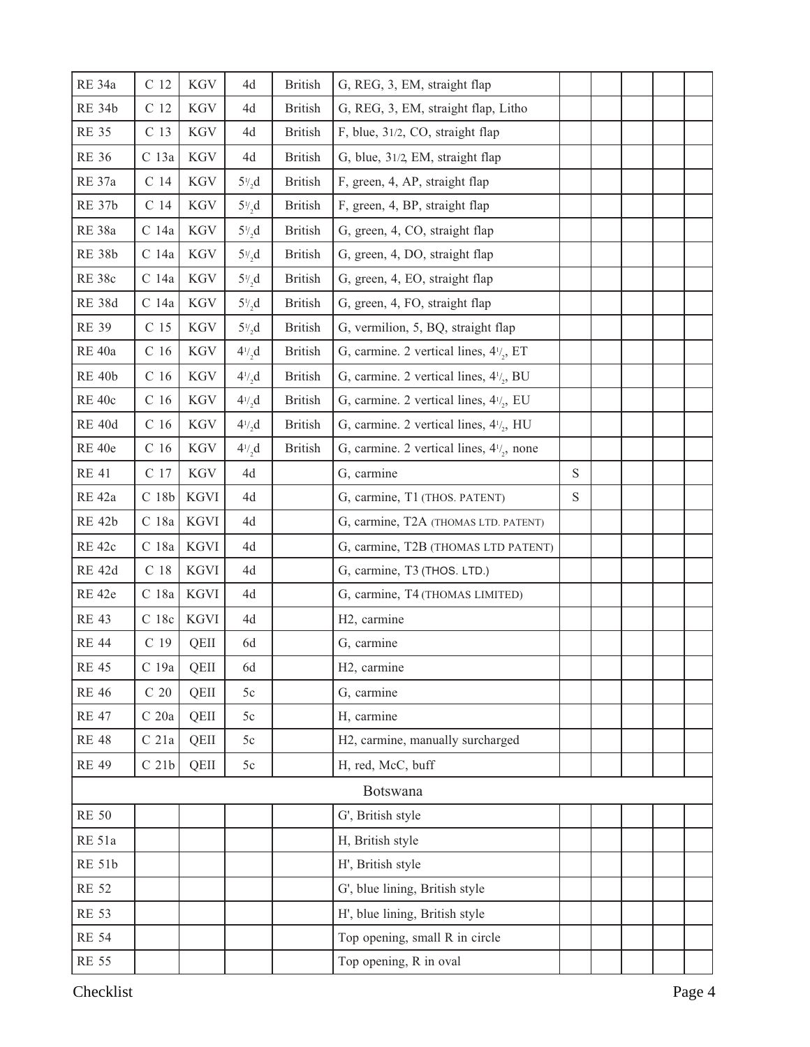| | | | | | | | | | | |
|---|---|---|---|---|---|---|---|---|---|---|
| RE 34a | C 12 | KGV | 4d | British | G, REG, 3, EM, straight flap | | | | | |
| RE 34b | C 12 | KGV | 4d | British | G, REG, 3, EM, straight flap, Litho | | | | | |
| RE 35 | C 13 | KGV | 4d | British | F, blue, 31/2, CO, straight flap | | | | | |
| RE 36 | C 13a | KGV | 4d | British | G, blue, 31/2, EM, straight flap | | | | | |
| RE 37a | C 14 | KGV | 5½d | British | F, green, 4, AP, straight flap | | | | | |
| RE 37b | C 14 | KGV | 5½d | British | F, green, 4, BP, straight flap | | | | | |
| RE 38a | C 14a | KGV | 5½d | British | G, green, 4, CO, straight flap | | | | | |
| RE 38b | C 14a | KGV | 5½d | British | G, green, 4, DO, straight flap | | | | | |
| RE 38c | C 14a | KGV | 5½d | British | G, green, 4, EO, straight flap | | | | | |
| RE 38d | C 14a | KGV | 5½d | British | G, green, 4, FO, straight flap | | | | | |
| RE 39 | C 15 | KGV | 5½d | British | G, vermilion, 5, BQ, straight flap | | | | | |
| RE 40a | C 16 | KGV | 4½d | British | G, carmine. 2 vertical lines, 4½, ET | | | | | |
| RE 40b | C 16 | KGV | 4½d | British | G, carmine. 2 vertical lines, 4½, BU | | | | | |
| RE 40c | C 16 | KGV | 4½d | British | G, carmine. 2 vertical lines, 4½, EU | | | | | |
| RE 40d | C 16 | KGV | 4½d | British | G, carmine. 2 vertical lines, 4½, HU | | | | | |
| RE 40e | C 16 | KGV | 4½d | British | G, carmine. 2 vertical lines, 4½, none | | | | | |
| RE 41 | C 17 | KGV | 4d | | G, carmine | S | | | | |
| RE 42a | C 18b | KGVI | 4d | | G, carmine, T1 (THOS. PATENT) | S | | | | |
| RE 42b | C 18a | KGVI | 4d | | G, carmine, T2A (THOMAS LTD. PATENT) | | | | | |
| RE 42c | C 18a | KGVI | 4d | | G, carmine, T2B (THOMAS LTD PATENT) | | | | | |
| RE 42d | C 18 | KGVI | 4d | | G, carmine, T3 (THOS. LTD.) | | | | | |
| RE 42e | C 18a | KGVI | 4d | | G, carmine, T4 (THOMAS LIMITED) | | | | | |
| RE 43 | C 18c | KGVI | 4d | | H2, carmine | | | | | |
| RE 44 | C 19 | QEII | 6d | | G, carmine | | | | | |
| RE 45 | C 19a | QEII | 6d | | H2, carmine | | | | | |
| RE 46 | C 20 | QEII | 5c | | G, carmine | | | | | |
| RE 47 | C 20a | QEII | 5c | | H, carmine | | | | | |
| RE 48 | C 21a | QEII | 5c | | H2, carmine, manually surcharged | | | | | |
| RE 49 | C 21b | QEII | 5c | | H, red, McC, buff | | | | | |
| | | | | | Botswana | | | | | |
| RE 50 | | | | | G', British style | | | | | |
| RE 51a | | | | | H, British style | | | | | |
| RE 51b | | | | | H', British style | | | | | |
| RE 52 | | | | | G', blue lining, British style | | | | | |
| RE 53 | | | | | H', blue lining, British style | | | | | |
| RE 54 | | | | | Top opening, small R in circle | | | | | |
| RE 55 | | | | | Top opening, R in oval | | | | | |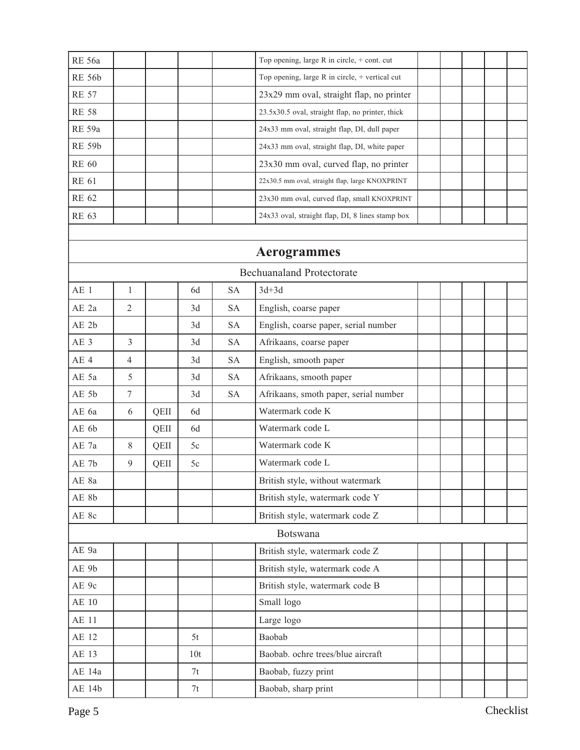| | | | | | | | | | | |
|---|---|---|---|---|---|---|---|---|---|---|
| RE 56a | | | | | Top opening, large R in circle, + cont. cut | | | | | |
| RE 56b | | | | | Top opening, large R in circle, + vertical cut | | | | | |
| RE 57 | | | | | 23x29 mm oval, straight flap, no printer | | | | | |
| RE 58 | | | | | 23.5x30.5 oval, straight flap, no printer, thick | | | | | |
| RE 59a | | | | | 24x33 mm oval, straight flap, DI, dull paper | | | | | |
| RE 59b | | | | | 24x33 mm oval, straight flap, DI, white paper | | | | | |
| RE 60 | | | | | 23x30 mm oval, curved flap, no printer | | | | | |
| RE 61 | | | | | 22x30.5 mm oval, straight flap, large KNOXPRINT | | | | | |
| RE 62 | | | | | 23x30 mm oval, curved flap, small KNOXPRINT | | | | | |
| RE 63 | | | | | 24x33 oval, straight flap, DI, 8 lines stamp box | | | | | |

## Aerogrammes

### Bechuanaland Protectorate

| | | | | | | | | | | |
|---|---|---|---|---|---|---|---|---|---|---|
| AE 1 | 1 | | 6d | SA | 3d+3d | | | | | |
| AE 2a | 2 | | 3d | SA | English, coarse paper | | | | | |
| AE 2b | | | 3d | SA | English, coarse paper, serial number | | | | | |
| AE 3 | 3 | | 3d | SA | Afrikaans, coarse paper | | | | | |
| AE 4 | 4 | | 3d | SA | English, smooth paper | | | | | |
| AE 5a | 5 | | 3d | SA | Afrikaans, smooth paper | | | | | |
| AE 5b | 7 | | 3d | SA | Afrikaans, smoth paper, serial number | | | | | |
| AE 6a | 6 | QEII | 6d | | Watermark code K | | | | | |
| AE 6b | | QEII | 6d | | Watermark code L | | | | | |
| AE 7a | 8 | QEII | 5c | | Watermark code K | | | | | |
| AE 7b | 9 | QEII | 5c | | Watermark code L | | | | | |
| AE 8a | | | | | British style, without watermark | | | | | |
| AE 8b | | | | | British style, watermark code Y | | | | | |
| AE 8c | | | | | British style, watermark code Z | | | | | |

### Botswana

| | | | | | | | | | | |
|---|---|---|---|---|---|---|---|---|---|---|
| AE 9a | | | | | British style, watermark code Z | | | | | |
| AE 9b | | | | | British style, watermark code A | | | | | |
| AE 9c | | | | | British style, watermark code B | | | | | |
| AE 10 | | | | | Small logo | | | | | |
| AE 11 | | | | | Large logo | | | | | |
| AE 12 | | | 5t | | Baobab | | | | | |
| AE 13 | | | 10t | | Baobab. ochre trees/blue aircraft | | | | | |
| AE 14a | | | 7t | | Baobab, fuzzy print | | | | | |
| AE 14b | | | 7t | | Baobab, sharp print | | | | | |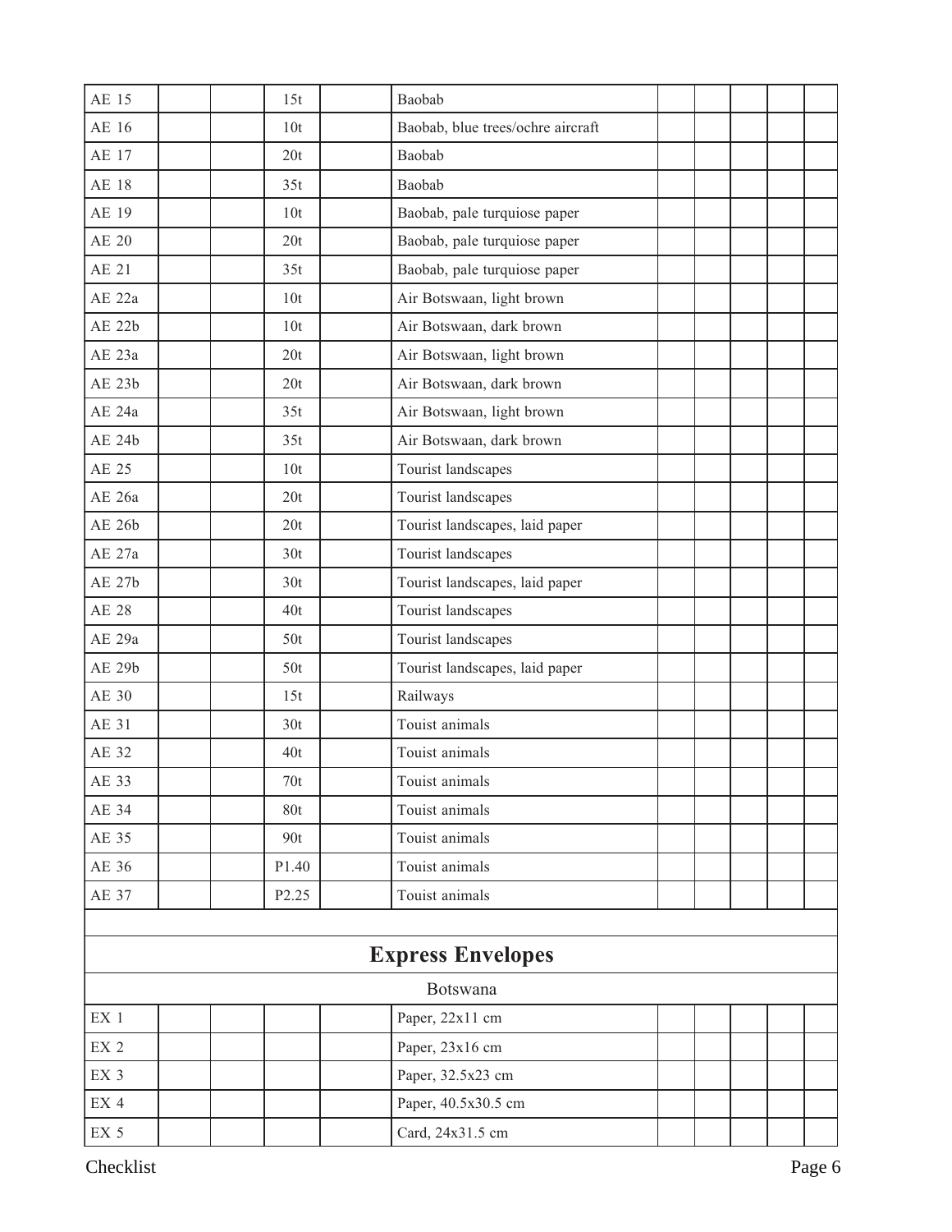| | | | | | | | | | | |
|---|---|---|---|---|---|---|---|---|---|---|
| AE 15 | | | 15t | | Baobab | | | | | |
| AE 16 | | | 10t | | Baobab, blue trees/ochre aircraft | | | | | |
| AE 17 | | | 20t | | Baobab | | | | | |
| AE 18 | | | 35t | | Baobab | | | | | |
| AE 19 | | | 10t | | Baobab, pale turquiose paper | | | | | |
| AE 20 | | | 20t | | Baobab, pale turquiose paper | | | | | |
| AE 21 | | | 35t | | Baobab, pale turquiose paper | | | | | |
| AE 22a | | | 10t | | Air Botswaan, light brown | | | | | |
| AE 22b | | | 10t | | Air Botswaan, dark brown | | | | | |
| AE 23a | | | 20t | | Air Botswaan, light brown | | | | | |
| AE 23b | | | 20t | | Air Botswaan, dark brown | | | | | |
| AE 24a | | | 35t | | Air Botswaan, light brown | | | | | |
| AE 24b | | | 35t | | Air Botswaan, dark brown | | | | | |
| AE 25 | | | 10t | | Tourist landscapes | | | | | |
| AE 26a | | | 20t | | Tourist landscapes | | | | | |
| AE 26b | | | 20t | | Tourist landscapes, laid paper | | | | | |
| AE 27a | | | 30t | | Tourist landscapes | | | | | |
| AE 27b | | | 30t | | Tourist landscapes, laid paper | | | | | |
| AE 28 | | | 40t | | Tourist landscapes | | | | | |
| AE 29a | | | 50t | | Tourist landscapes | | | | | |
| AE 29b | | | 50t | | Tourist landscapes, laid paper | | | | | |
| AE 30 | | | 15t | | Railways | | | | | |
| AE 31 | | | 30t | | Touist animals | | | | | |
| AE 32 | | | 40t | | Touist animals | | | | | |
| AE 33 | | | 70t | | Touist animals | | | | | |
| AE 34 | | | 80t | | Touist animals | | | | | |
| AE 35 | | | 90t | | Touist animals | | | | | |
| AE 36 | | | P1.40 | | Touist animals | | | | | |
| AE 37 | | | P2.25 | | Touist animals | | | | | |

## Express Envelopes

Botswana

| | | | | | | | | | | |
|---|---|---|---|---|---|---|---|---|---|---|
| EX 1 | | | | | Paper, 22x11 cm | | | | | |
| EX 2 | | | | | Paper, 23x16 cm | | | | | |
| EX 3 | | | | | Paper, 32.5x23 cm | | | | | |
| EX 4 | | | | | Paper, 40.5x30.5 cm | | | | | |
| EX 5 | | | | | Card, 24x31.5 cm | | | | | |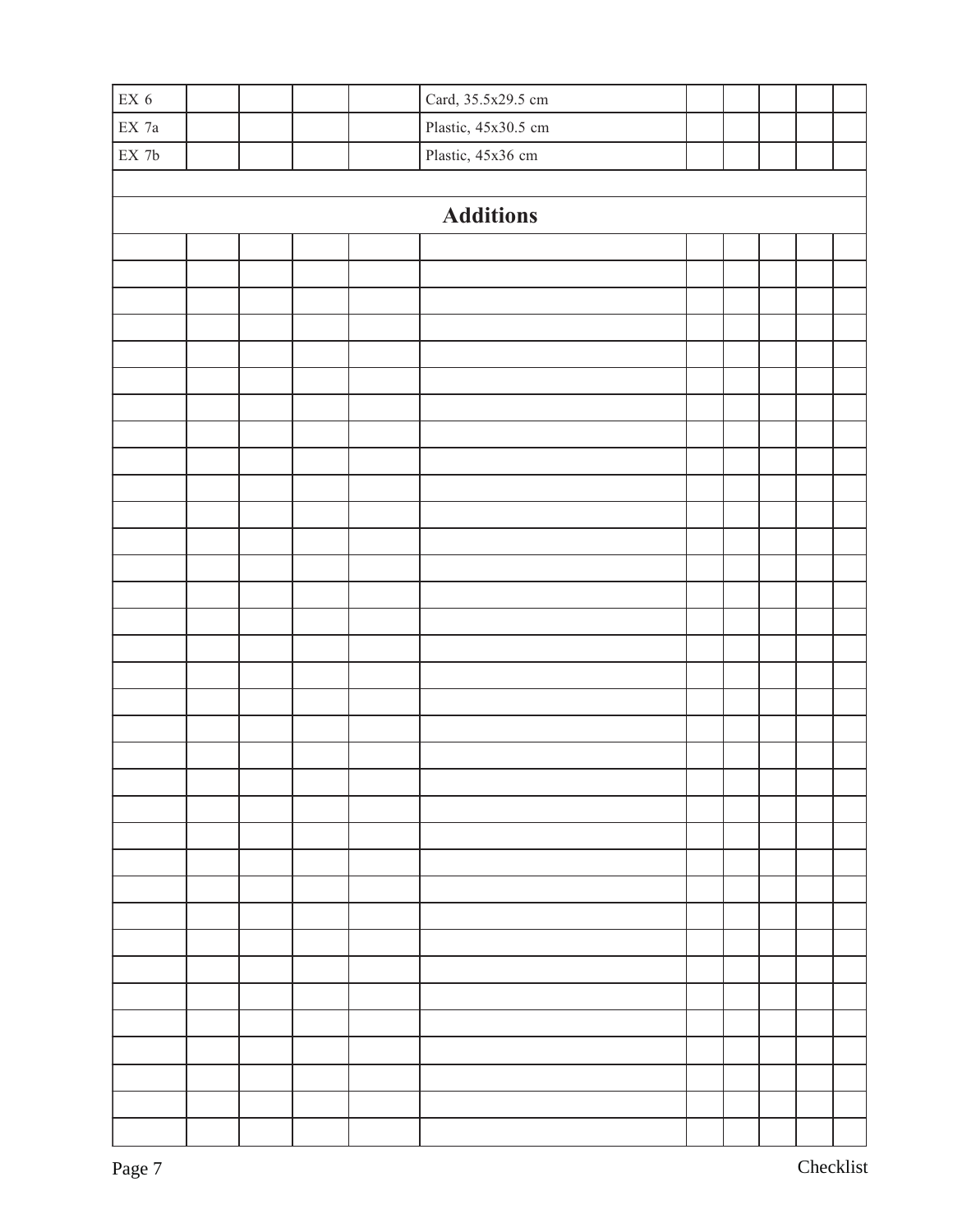| | | | | | | | | | | |
|---|---|---|---|---|---|---|---|---|---|---|
| EX 6 | | | | | Card, 35.5x29.5 cm | | | | | |
| EX 7a | | | | | Plastic, 45x30.5 cm | | | | | |
| EX 7b | | | | | Plastic, 45x36 cm | | | | | |

## Additions

| | | | | | | | | | | |
|---|---|---|---|---|---|---|---|---|---|---|
| | | | | | | | | | | |
| | | | | | | | | | | |
| | | | | | | | | | | |
| | | | | | | | | | | |
| | | | | | | | | | | |
| | | | | | | | | | | |
| | | | | | | | | | | |
| | | | | | | | | | | |
| | | | | | | | | | | |
| | | | | | | | | | | |
| | | | | | | | | | | |
| | | | | | | | | | | |
| | | | | | | | | | | |
| | | | | | | | | | | |
| | | | | | | | | | | |
| | | | | | | | | | | |
| | | | | | | | | | | |
| | | | | | | | | | | |
| | | | | | | | | | | |
| | | | | | | | | | | |
| | | | | | | | | | | |
| | | | | | | | | | | |
| | | | | | | | | | | |
| | | | | | | | | | | |
| | | | | | | | | | | |
| | | | | | | | | | | |
| | | | | | | | | | | |
| | | | | | | | | | | |
| | | | | | | | | | | |
| | | | | | | | | | | |
| | | | | | | | | | | |
| | | | | | | | | | | |
| | | | | | | | | | | |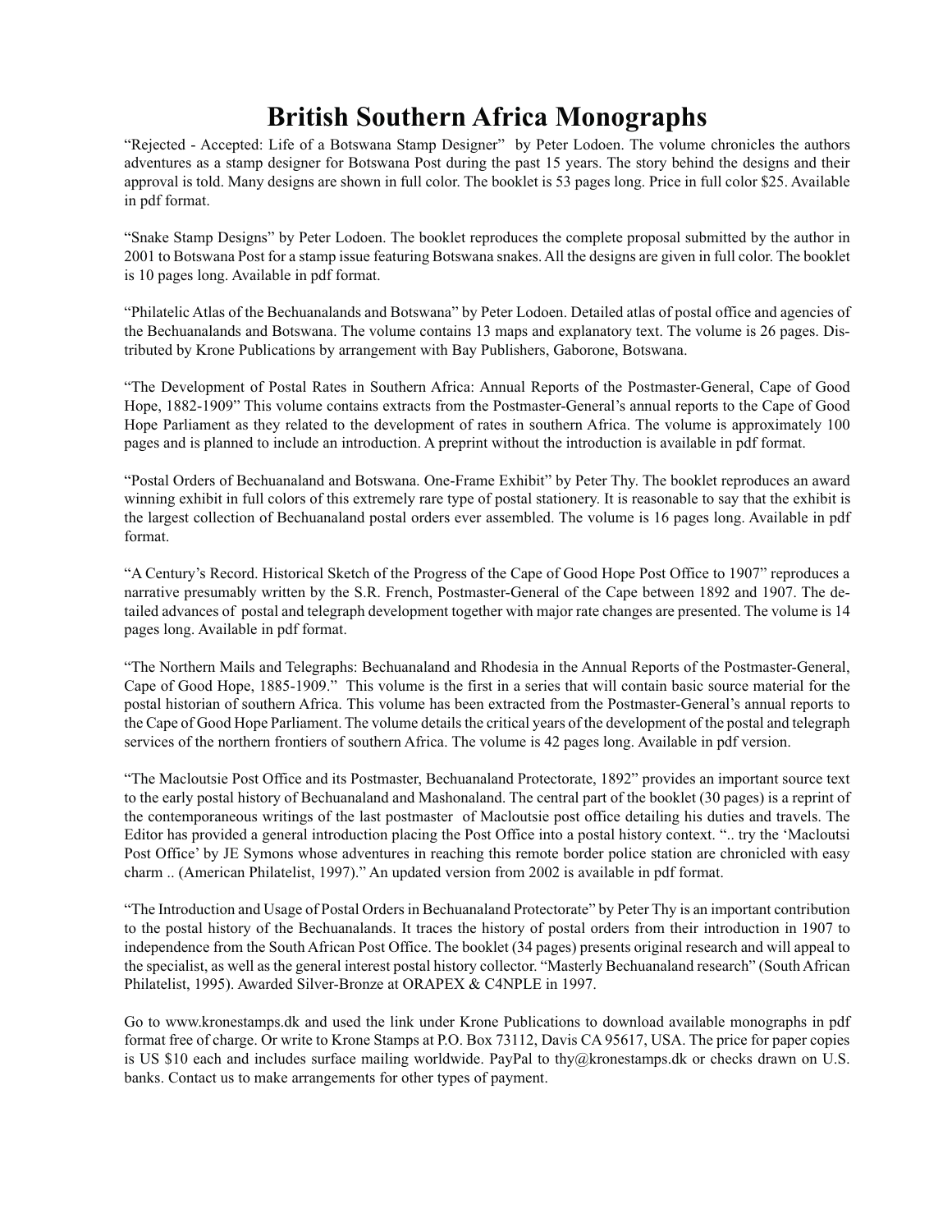# British Southern Africa Monographs

"Rejected - Accepted: Life of a Botswana Stamp Designer" by Peter Lodoen. The volume chronicles the authors adventures as a stamp designer for Botswana Post during the past 15 years. The story behind the designs and their approval is told. Many designs are shown in full color. The booklet is 53 pages long. Price in full color $25. Available in pdf format.

"Snake Stamp Designs" by Peter Lodoen. The booklet reproduces the complete proposal submitted by the author in 2001 to Botswana Post for a stamp issue featuring Botswana snakes. All the designs are given in full color. The booklet is 10 pages long. Available in pdf format.

"Philatelic Atlas of the Bechuanalands and Botswana" by Peter Lodoen. Detailed atlas of postal office and agencies of the Bechuanalands and Botswana. The volume contains 13 maps and explanatory text. The volume is 26 pages. Distributed by Krone Publications by arrangement with Bay Publishers, Gaborone, Botswana.

"The Development of Postal Rates in Southern Africa: Annual Reports of the Postmaster-General, Cape of Good Hope, 1882-1909" This volume contains extracts from the Postmaster-General's annual reports to the Cape of Good Hope Parliament as they related to the development of rates in southern Africa. The volume is approximately 100 pages and is planned to include an introduction. A preprint without the introduction is available in pdf format.

"Postal Orders of Bechuanaland and Botswana. One-Frame Exhibit" by Peter Thy. The booklet reproduces an award winning exhibit in full colors of this extremely rare type of postal stationery. It is reasonable to say that the exhibit is the largest collection of Bechuanaland postal orders ever assembled. The volume is 16 pages long. Available in pdf format.

"A Century's Record. Historical Sketch of the Progress of the Cape of Good Hope Post Office to 1907" reproduces a narrative presumably written by the S.R. French, Postmaster-General of the Cape between 1892 and 1907. The detailed advances of postal and telegraph development together with major rate changes are presented. The volume is 14 pages long. Available in pdf format.

"The Northern Mails and Telegraphs: Bechuanaland and Rhodesia in the Annual Reports of the Postmaster-General, Cape of Good Hope, 1885-1909." This volume is the first in a series that will contain basic source material for the postal historian of southern Africa. This volume has been extracted from the Postmaster-General's annual reports to the Cape of Good Hope Parliament. The volume details the critical years of the development of the postal and telegraph services of the northern frontiers of southern Africa. The volume is 42 pages long. Available in pdf version.

"The Macloutsie Post Office and its Postmaster, Bechuanaland Protectorate, 1892" provides an important source text to the early postal history of Bechuanaland and Mashonaland. The central part of the booklet (30 pages) is a reprint of the contemporaneous writings of the last postmaster of Macloutsie post office detailing his duties and travels. The Editor has provided a general introduction placing the Post Office into a postal history context. ".. try the 'Macloutsi Post Office' by JE Symons whose adventures in reaching this remote border police station are chronicled with easy charm .. (American Philatelist, 1997)." An updated version from 2002 is available in pdf format.

"The Introduction and Usage of Postal Orders in Bechuanaland Protectorate" by Peter Thy is an important contribution to the postal history of the Bechuanalands. It traces the history of postal orders from their introduction in 1907 to independence from the South African Post Office. The booklet (34 pages) presents original research and will appeal to the specialist, as well as the general interest postal history collector. "Masterly Bechuanaland research" (South African Philatelist, 1995). Awarded Silver-Bronze at ORAPEX & C4NPLE in 1997.

Go to www.kronestamps.dk and used the link under Krone Publications to download available monographs in pdf format free of charge. Or write to Krone Stamps at P.O. Box 73112, Davis CA 95617, USA. The price for paper copies is US $10 each and includes surface mailing worldwide. PayPal to thy@kronestamps.dk or checks drawn on U.S. banks. Contact us to make arrangements for other types of payment.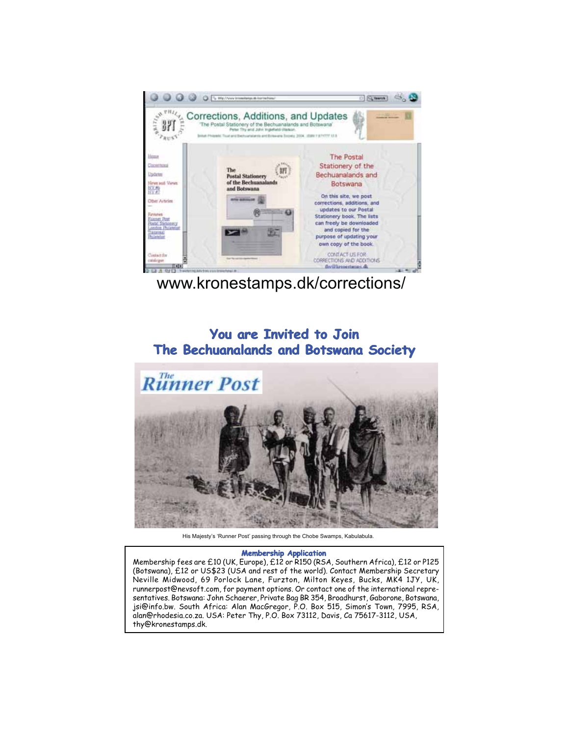www.kronestamps.dk/corrections/

## You are Invited to Join The Bechuanalands and Botswana Society

His Majesty's 'Runner Post' passing through the Chobe Swamps, Kabulabula.

**Membership Application**

Membership fees are £10 (UK, Europe), £12 or R150 (RSA, Southern Africa), £12 or P125 (Botswana), £12 or US$23 (USA and rest of the world). Contact Membership Secretary Neville Midwood, 69 Porlock Lane, Furzton, Milton Keyes, Bucks, MK4 1JY, UK, runnerpost@nevsoft.com, for payment options. Or contact one of the international representatives. Botswana: John Schaerer, Private Bag BR 354, Broadhurst, Gaborone, Botswana, jsi@info.bw. South Africa: Alan MacGregor, P.O. Box 515, Simon's Town, 7995, RSA, alan@rhodesia.co.za. USA: Peter Thy, P.O. Box 73112, Davis, Ca 75617-3112, USA, thy@kronestamps.dk.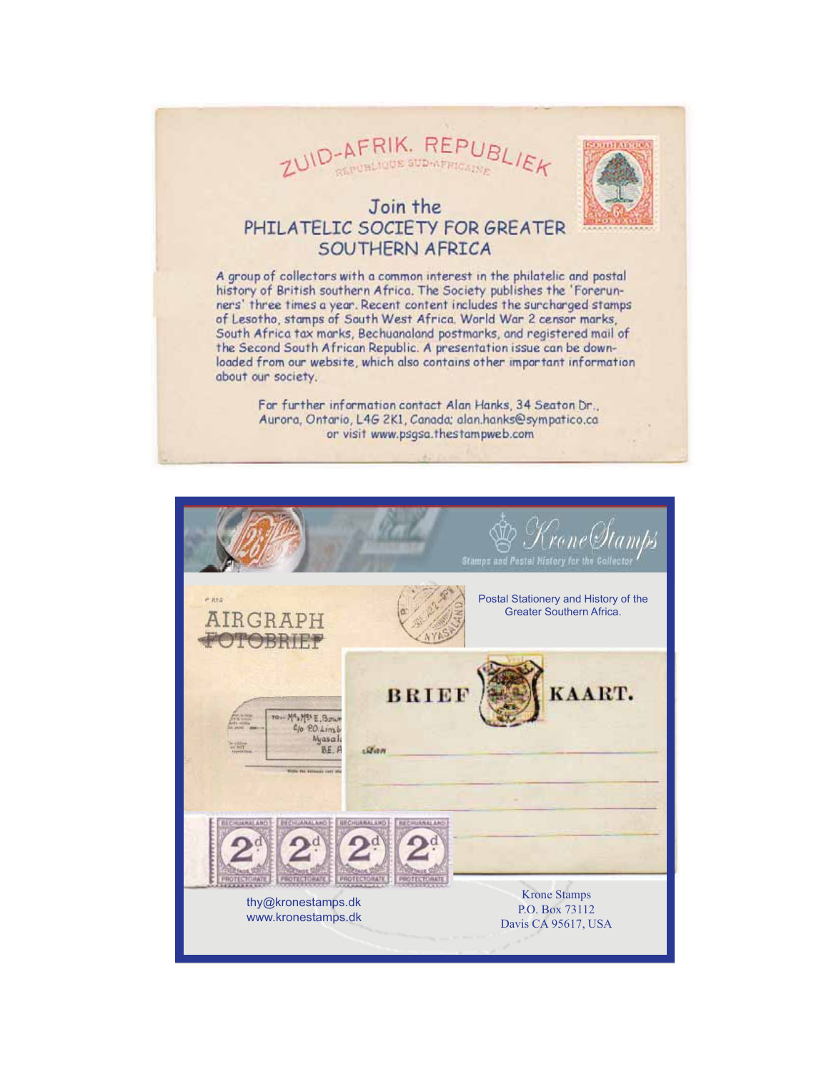ZUID-AFRIK. REPUBLIEK

## Join the PHILATELIC SOCIETY FOR GREATER SOUTHERN AFRICA

A group of collectors with a common interest in the philatelic and postal history of British southern Africa. The Society publishes the 'Forerunners' three times a year. Recent content includes the surcharged stamps of Lesotho, stamps of South West Africa. World War 2 censor marks, South Africa tax marks, Bechuanaland postmarks, and registered mail of the Second South African Republic. A presentation issue can be downloaded from our website, which also contains other important information about our society.

For further information contact Alan Hanks, 34 Seaton Dr., Aurora, Ontario, L4G 2K1, Canada: alan.hanks@sympatico.ca or visit www.psgsa.thestampweb.com

---

## KroneStamps

Stamps and Postal History for the Collector

Postal Stationery and History of the Greater Southern Africa.

thy@kronestamps.dk
www.kronestamps.dk

Krone Stamps
P.O. Box 73112
Davis CA 95617, USA